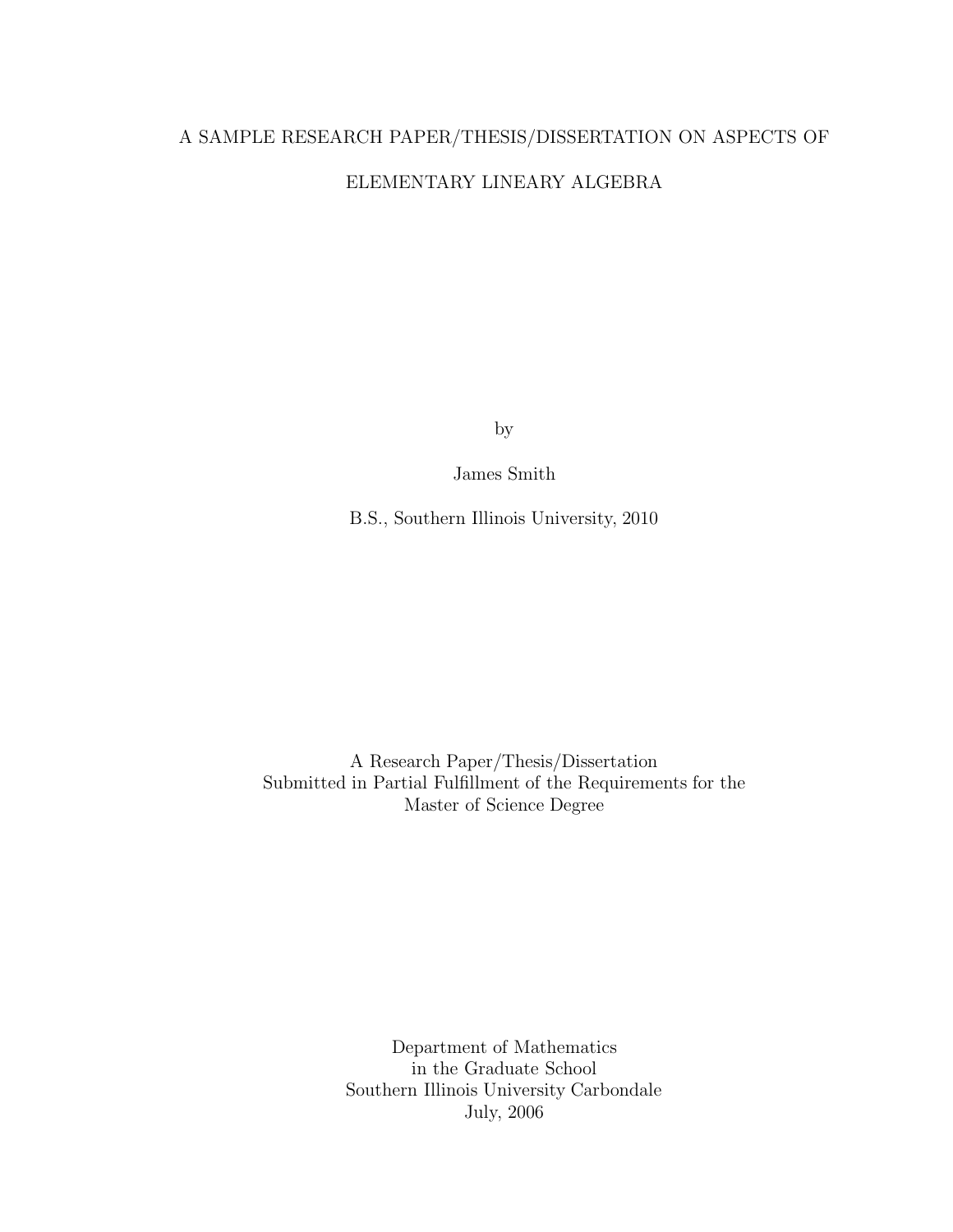# A SAMPLE RESEARCH PAPER/THESIS/DISSERTATION ON ASPECTS OF ELEMENTARY LINEARY ALGEBRA

by

James Smith

B.S., Southern Illinois University, 2010

A Research Paper/Thesis/Dissertation
Submitted in Partial Fulfillment of the Requirements for the
Master of Science Degree

Department of Mathematics
in the Graduate School
Southern Illinois University Carbondale
July, 2006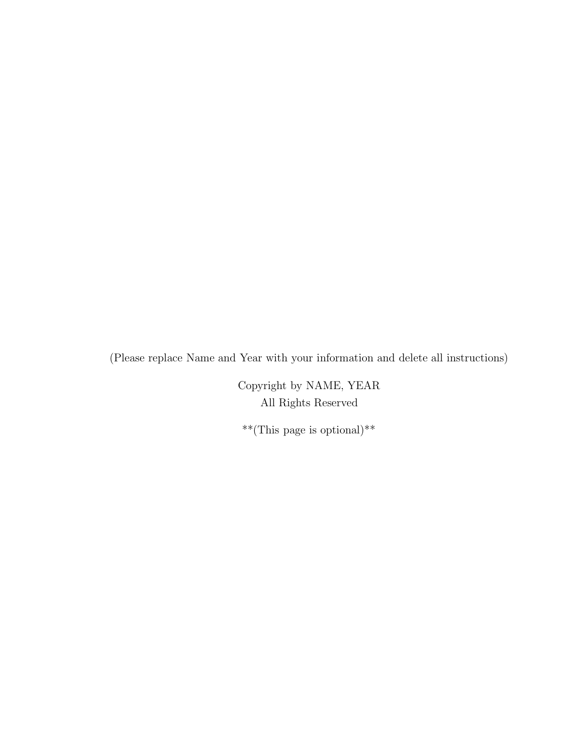(Please replace Name and Year with your information and delete all instructions)

Copyright by NAME, YEAR
All Rights Reserved

**(This page is optional)**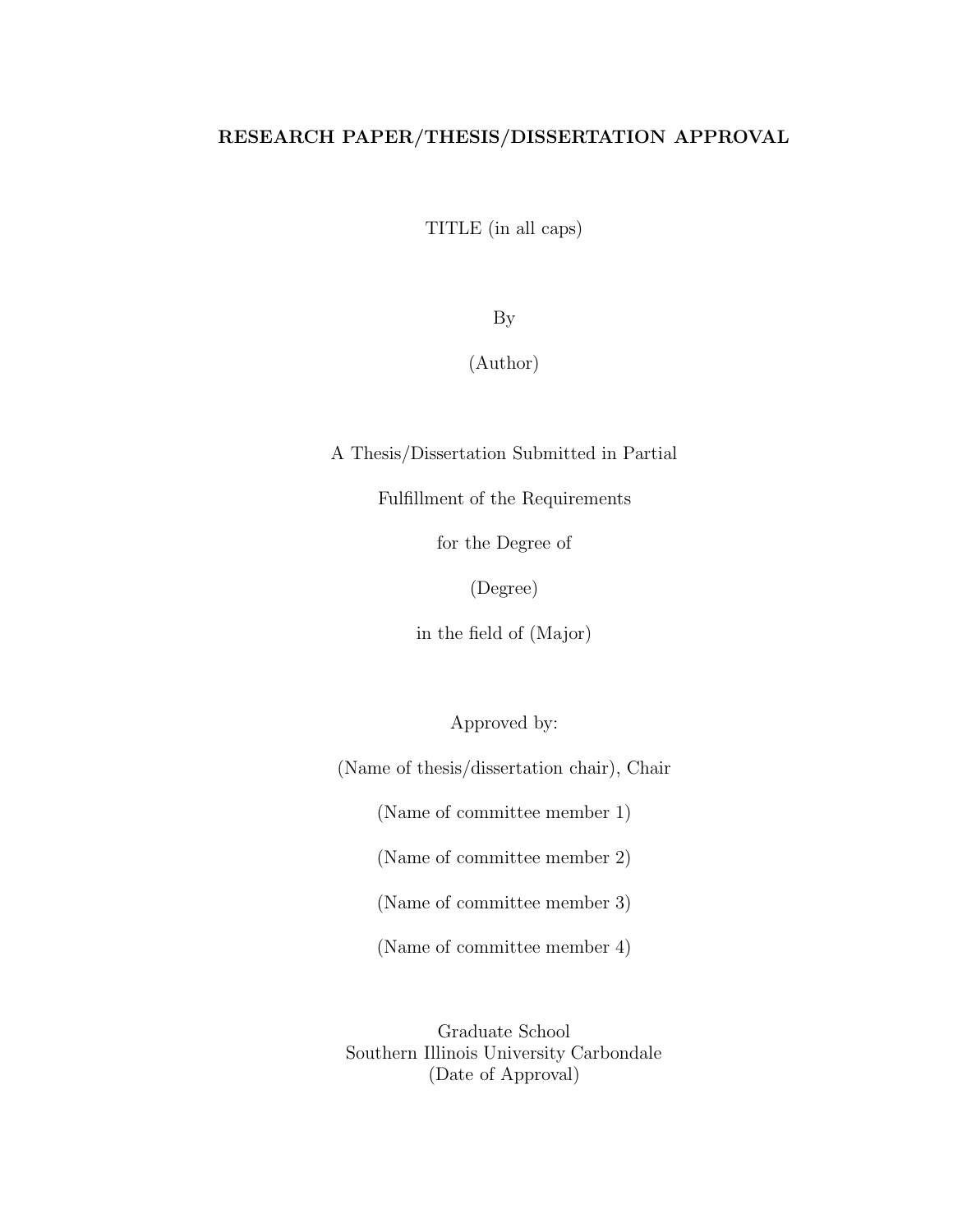**RESEARCH PAPER/THESIS/DISSERTATION APPROVAL**

TITLE (in all caps)

By

(Author)

A Thesis/Dissertation Submitted in Partial

Fulfillment of the Requirements

for the Degree of

(Degree)

in the field of (Major)

Approved by:

(Name of thesis/dissertation chair), Chair

(Name of committee member 1)

(Name of committee member 2)

(Name of committee member 3)

(Name of committee member 4)

Graduate School
Southern Illinois University Carbondale
(Date of Approval)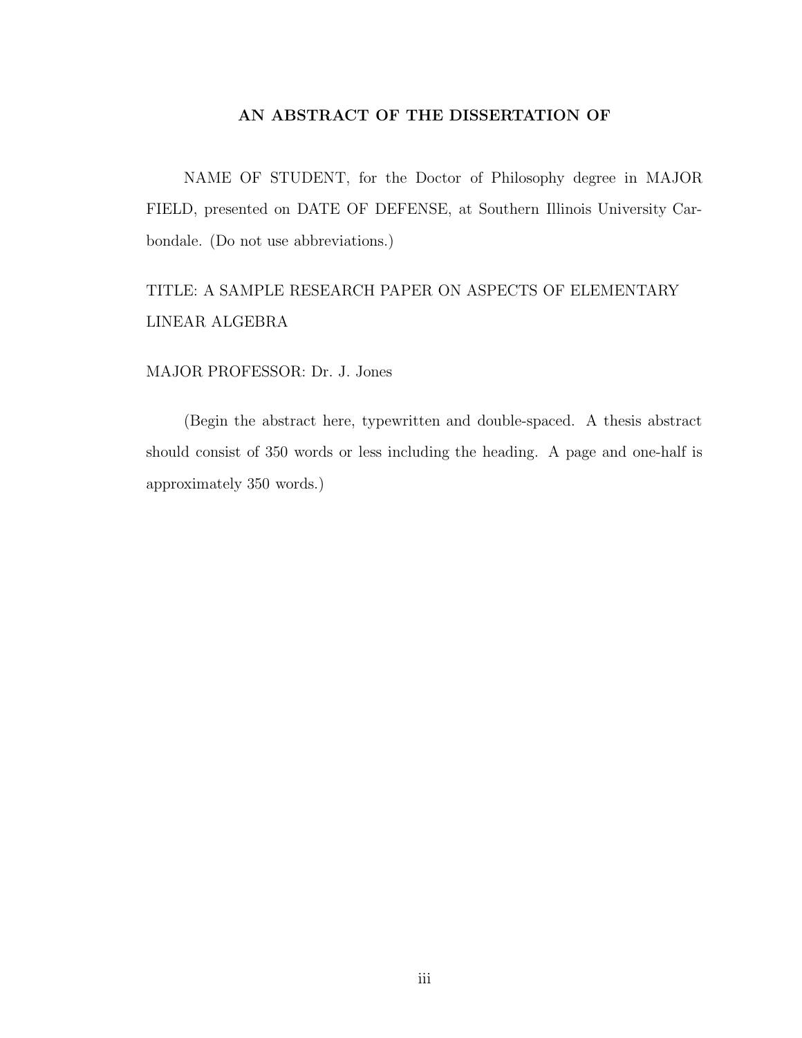**AN ABSTRACT OF THE DISSERTATION OF**

NAME OF STUDENT, for the Doctor of Philosophy degree in MAJOR FIELD, presented on DATE OF DEFENSE, at Southern Illinois University Carbondale. (Do not use abbreviations.)

TITLE: A SAMPLE RESEARCH PAPER ON ASPECTS OF ELEMENTARY LINEAR ALGEBRA

MAJOR PROFESSOR: Dr. J. Jones

(Begin the abstract here, typewritten and double-spaced. A thesis abstract should consist of 350 words or less including the heading. A page and one-half is approximately 350 words.)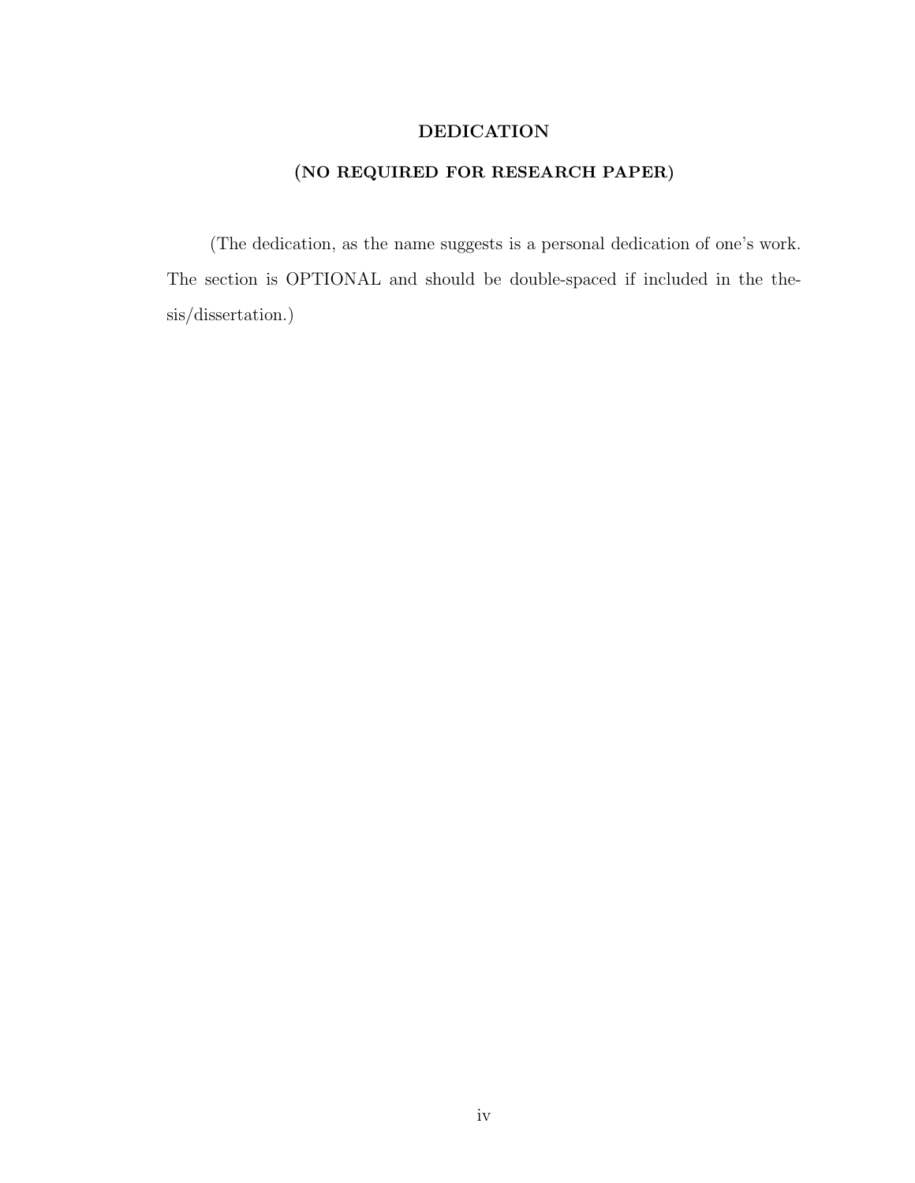# DEDICATION

## (NO REQUIRED FOR RESEARCH PAPER)

(The dedication, as the name suggests is a personal dedication of one's work. The section is OPTIONAL and should be double-spaced if included in the thesis/dissertation.)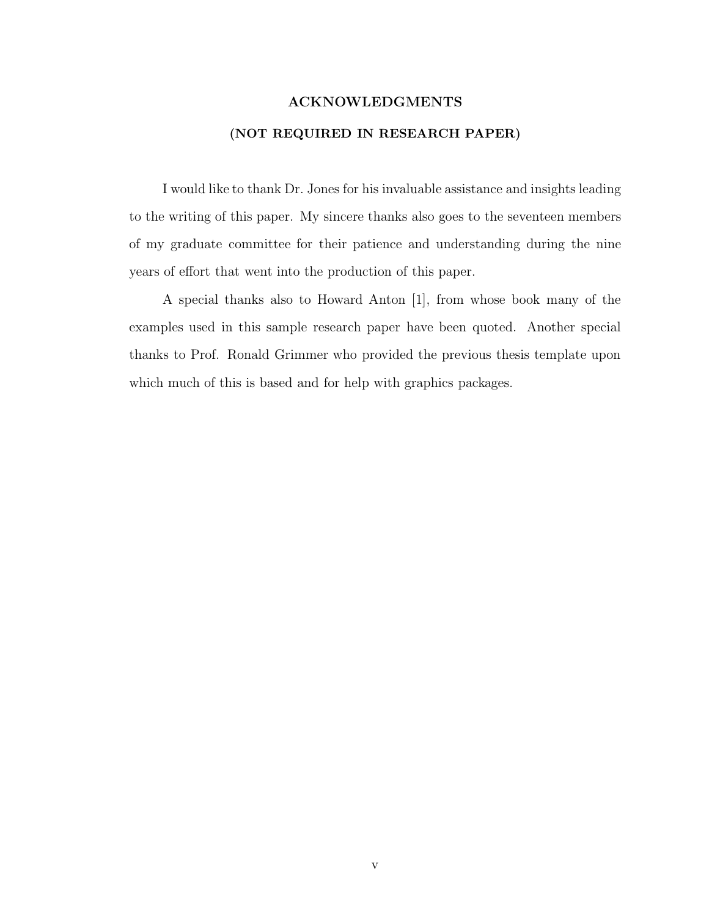## ACKNOWLEDGMENTS

## (NOT REQUIRED IN RESEARCH PAPER)

I would like to thank Dr. Jones for his invaluable assistance and insights leading to the writing of this paper. My sincere thanks also goes to the seventeen members of my graduate committee for their patience and understanding during the nine years of effort that went into the production of this paper.

A special thanks also to Howard Anton [1], from whose book many of the examples used in this sample research paper have been quoted. Another special thanks to Prof. Ronald Grimmer who provided the previous thesis template upon which much of this is based and for help with graphics packages.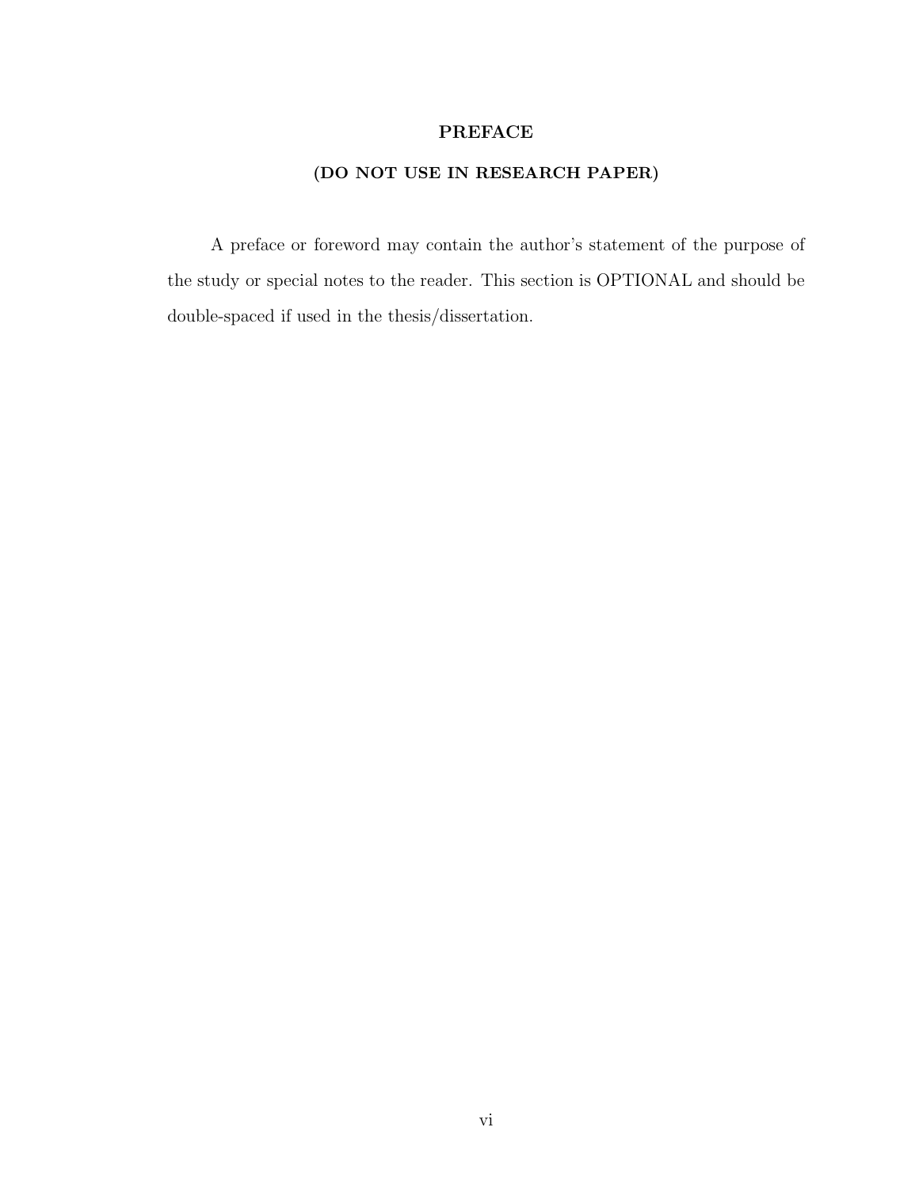# PREFACE

## (DO NOT USE IN RESEARCH PAPER)

A preface or foreword may contain the author's statement of the purpose of the study or special notes to the reader. This section is OPTIONAL and should be double-spaced if used in the thesis/dissertation.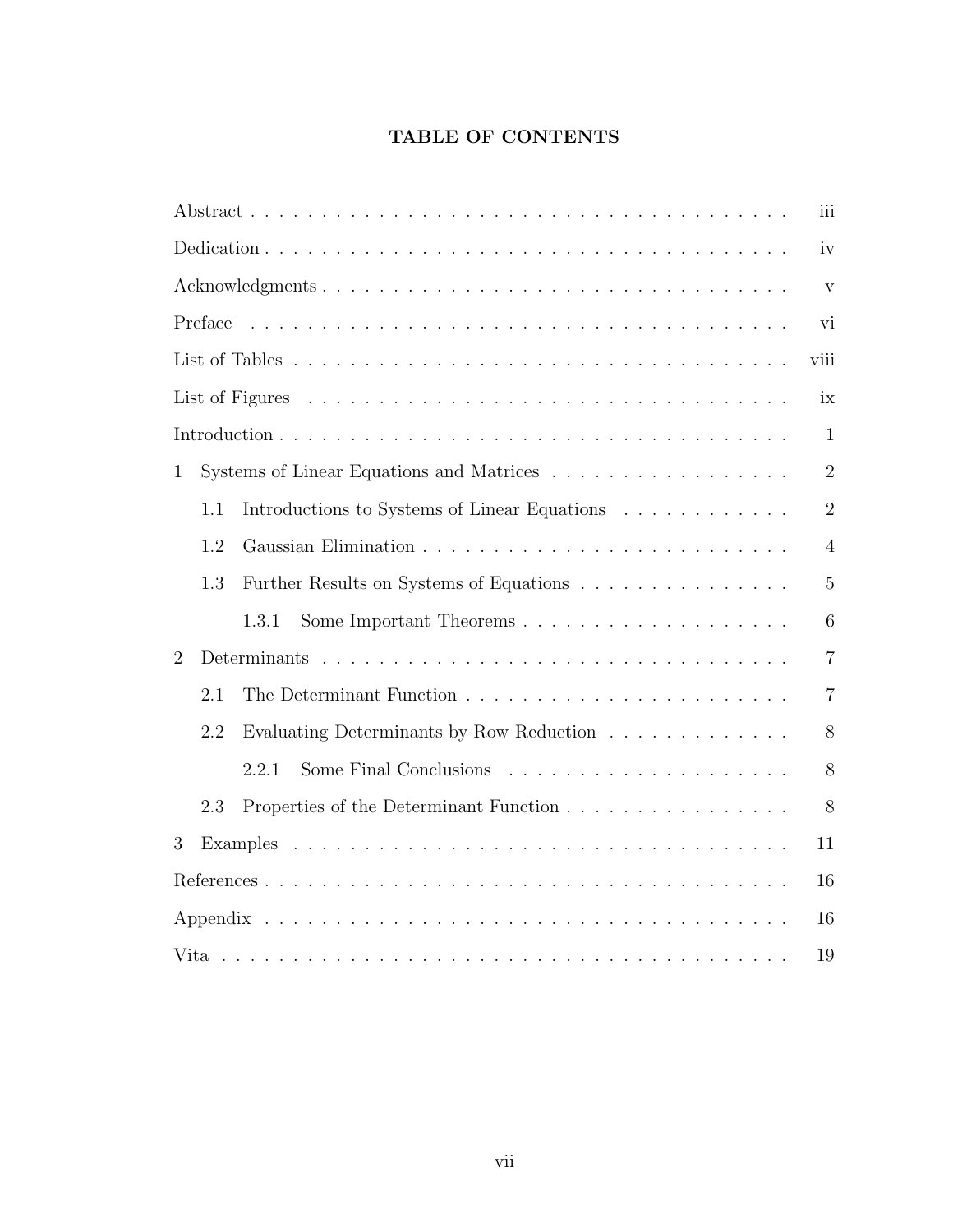# TABLE OF CONTENTS

Abstract . . . . . . . . . . . . . . . . . . . . . . . . . . . . . . . . . . . . . . iii

Dedication . . . . . . . . . . . . . . . . . . . . . . . . . . . . . . . . . . . . . iv

Acknowledgments . . . . . . . . . . . . . . . . . . . . . . . . . . . . . . . . . . v

Preface . . . . . . . . . . . . . . . . . . . . . . . . . . . . . . . . . . . . . . . vi

List of Tables . . . . . . . . . . . . . . . . . . . . . . . . . . . . . . . . . . . viii

List of Figures . . . . . . . . . . . . . . . . . . . . . . . . . . . . . . . . . . ix

Introduction . . . . . . . . . . . . . . . . . . . . . . . . . . . . . . . . . . . . 1

1 Systems of Linear Equations and Matrices . . . . . . . . . . . . . . . . . 2

- 1.1 Introductions to Systems of Linear Equations . . . . . . . . . . . . 2
- 1.2 Gaussian Elimination . . . . . . . . . . . . . . . . . . . . . . . . . . 4
- 1.3 Further Results on Systems of Equations . . . . . . . . . . . . . . . 5
  - 1.3.1 Some Important Theorems . . . . . . . . . . . . . . . . . . . 6

2 Determinants . . . . . . . . . . . . . . . . . . . . . . . . . . . . . . . . . . 7

- 2.1 The Determinant Function . . . . . . . . . . . . . . . . . . . . . . . 7
- 2.2 Evaluating Determinants by Row Reduction . . . . . . . . . . . . . 8
  - 2.2.1 Some Final Conclusions . . . . . . . . . . . . . . . . . . . . 8
- 2.3 Properties of the Determinant Function . . . . . . . . . . . . . . . . 8

3 Examples . . . . . . . . . . . . . . . . . . . . . . . . . . . . . . . . . . . . 11

References . . . . . . . . . . . . . . . . . . . . . . . . . . . . . . . . . . . . . 16

Appendix . . . . . . . . . . . . . . . . . . . . . . . . . . . . . . . . . . . . . . 16

Vita . . . . . . . . . . . . . . . . . . . . . . . . . . . . . . . . . . . . . . . . . 19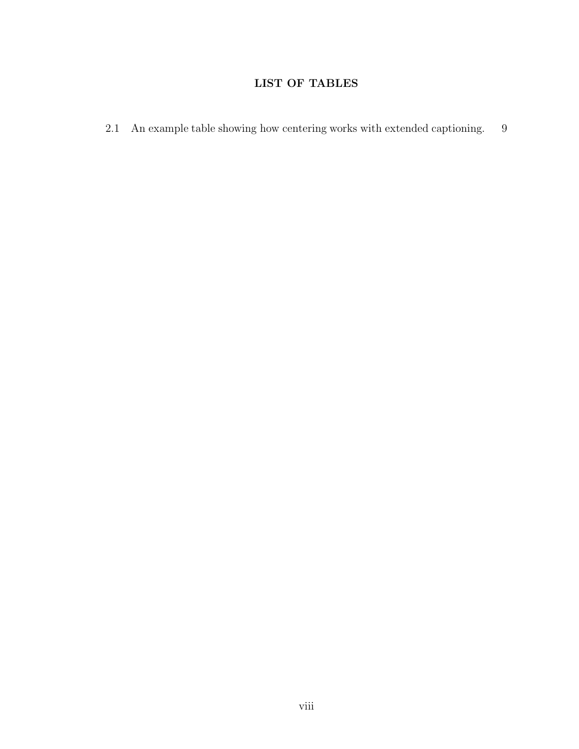# LIST OF TABLES

2.1 An example table showing how centering works with extended captioning. 9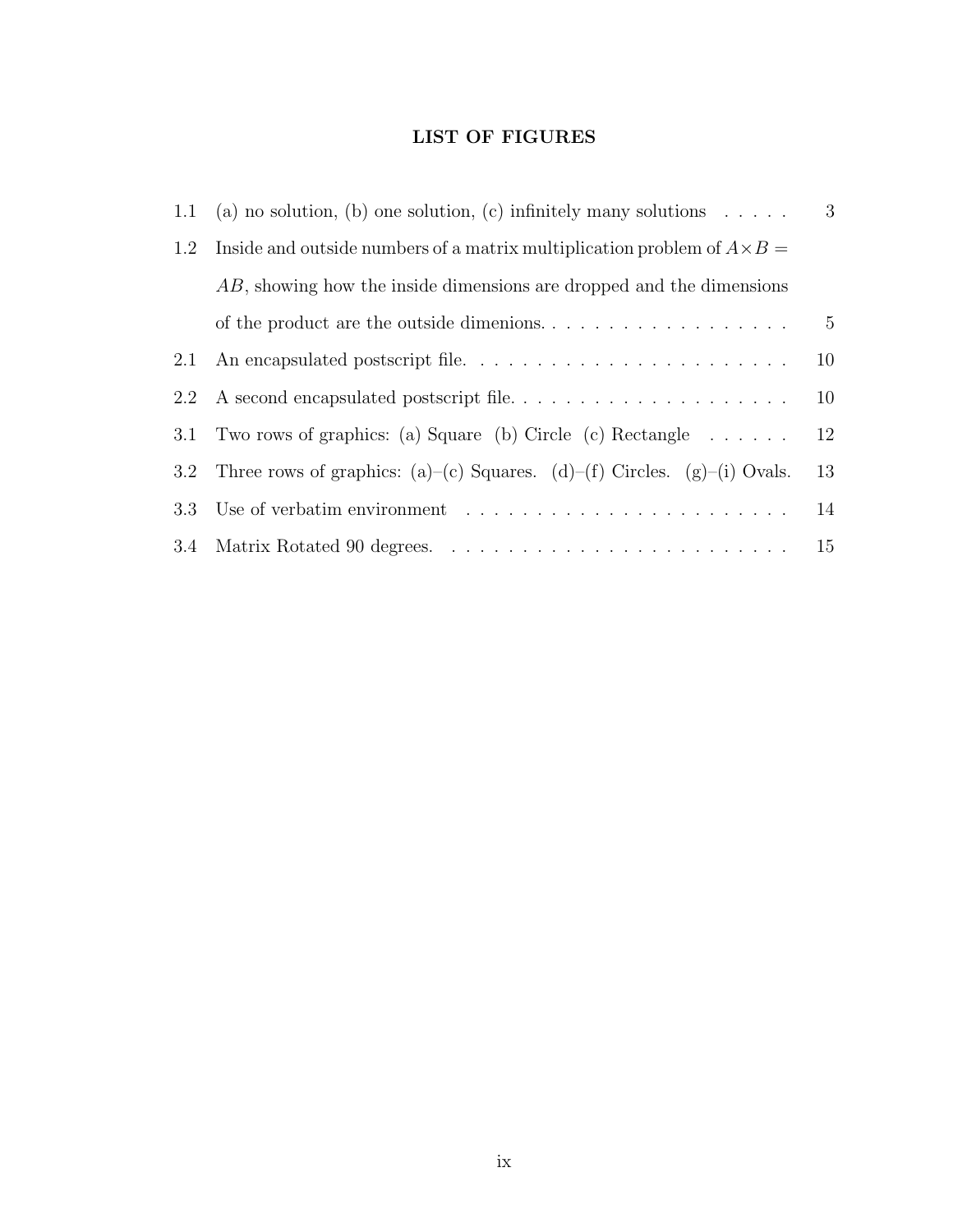## LIST OF FIGURES

| | | |
|---|---|---|
| 1.1 | (a) no solution, (b) one solution, (c) infinitely many solutions | 3 |
| 1.2 | Inside and outside numbers of a matrix multiplication problem of $A \times B = AB$, showing how the inside dimensions are dropped and the dimensions of the product are the outside dimenions. | 5 |
| 2.1 | An encapsulated postscript file. | 10 |
| 2.2 | A second encapsulated postscript file. | 10 |
| 3.1 | Two rows of graphics: (a) Square (b) Circle (c) Rectangle | 12 |
| 3.2 | Three rows of graphics: (a)–(c) Squares. (d)–(f) Circles. (g)–(i) Ovals. | 13 |
| 3.3 | Use of verbatim environment | 14 |
| 3.4 | Matrix Rotated 90 degrees. | 15 |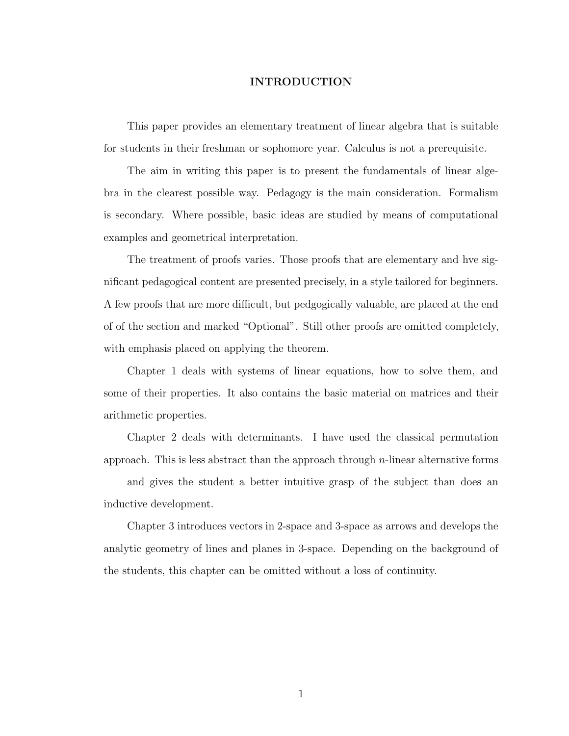# INTRODUCTION

This paper provides an elementary treatment of linear algebra that is suitable for students in their freshman or sophomore year. Calculus is not a prerequisite.

The aim in writing this paper is to present the fundamentals of linear algebra in the clearest possible way. Pedagogy is the main consideration. Formalism is secondary. Where possible, basic ideas are studied by means of computational examples and geometrical interpretation.

The treatment of proofs varies. Those proofs that are elementary and hve significant pedagogical content are presented precisely, in a style tailored for beginners. A few proofs that are more difficult, but pedgogically valuable, are placed at the end of of the section and marked "Optional". Still other proofs are omitted completely, with emphasis placed on applying the theorem.

Chapter 1 deals with systems of linear equations, how to solve them, and some of their properties. It also contains the basic material on matrices and their arithmetic properties.

Chapter 2 deals with determinants. I have used the classical permutation approach. This is less abstract than the approach through $n$-linear alternative forms

and gives the student a better intuitive grasp of the subject than does an inductive development.

Chapter 3 introduces vectors in 2-space and 3-space as arrows and develops the analytic geometry of lines and planes in 3-space. Depending on the background of the students, this chapter can be omitted without a loss of continuity.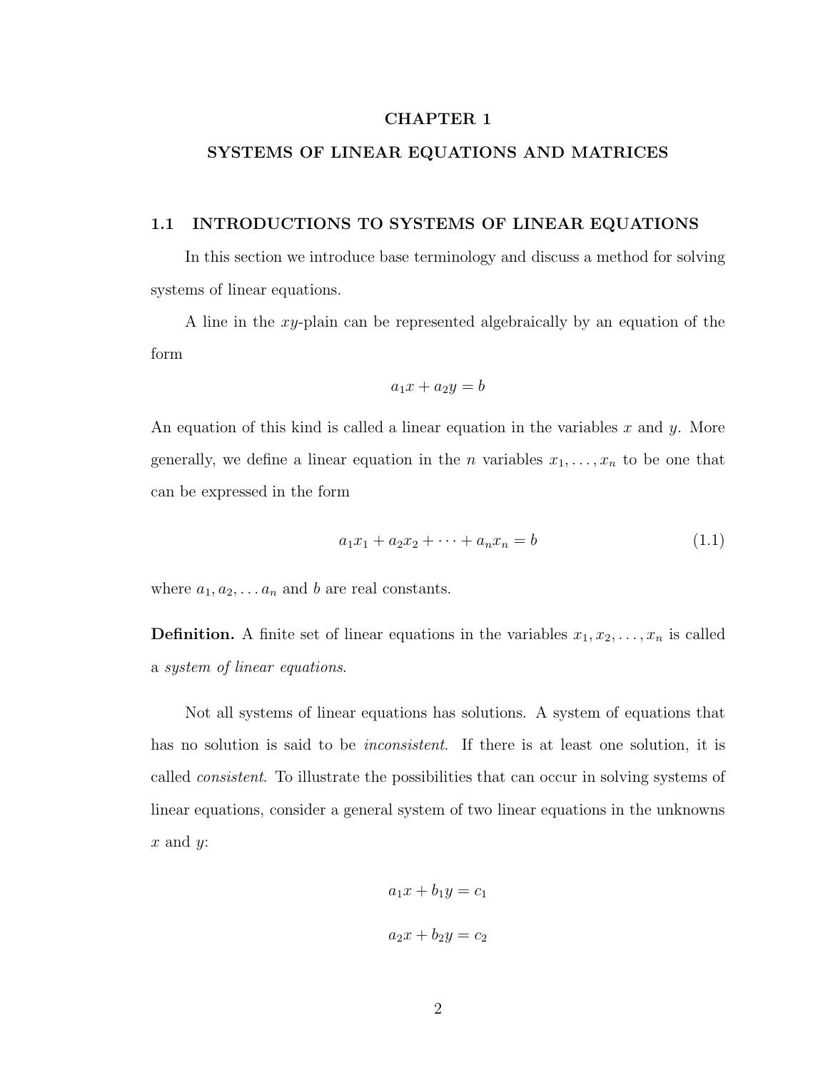# CHAPTER 1

# SYSTEMS OF LINEAR EQUATIONS AND MATRICES

## 1.1 INTRODUCTIONS TO SYSTEMS OF LINEAR EQUATIONS

In this section we introduce base terminology and discuss a method for solving systems of linear equations.

A line in the $xy$-plain can be represented algebraically by an equation of the form

$$a_1x + a_2y = b$$

An equation of this kind is called a linear equation in the variables $x$ and $y$. More generally, we define a linear equation in the $n$ variables $x_1, \ldots, x_n$ to be one that can be expressed in the form

$$a_1x_1 + a_2x_2 + \cdots + a_nx_n = b \tag{1.1}$$

where $a_1, a_2, \ldots a_n$ and $b$ are real constants.

**Definition.** A finite set of linear equations in the variables $x_1, x_2, \ldots, x_n$ is called a *system of linear equations*.

Not all systems of linear equations has solutions. A system of equations that has no solution is said to be *inconsistent*. If there is at least one solution, it is called *consistent*. To illustrate the possibilities that can occur in solving systems of linear equations, consider a general system of two linear equations in the unknowns $x$ and $y$:

$$a_1x + b_1y = c_1$$

$$a_2x + b_2y = c_2$$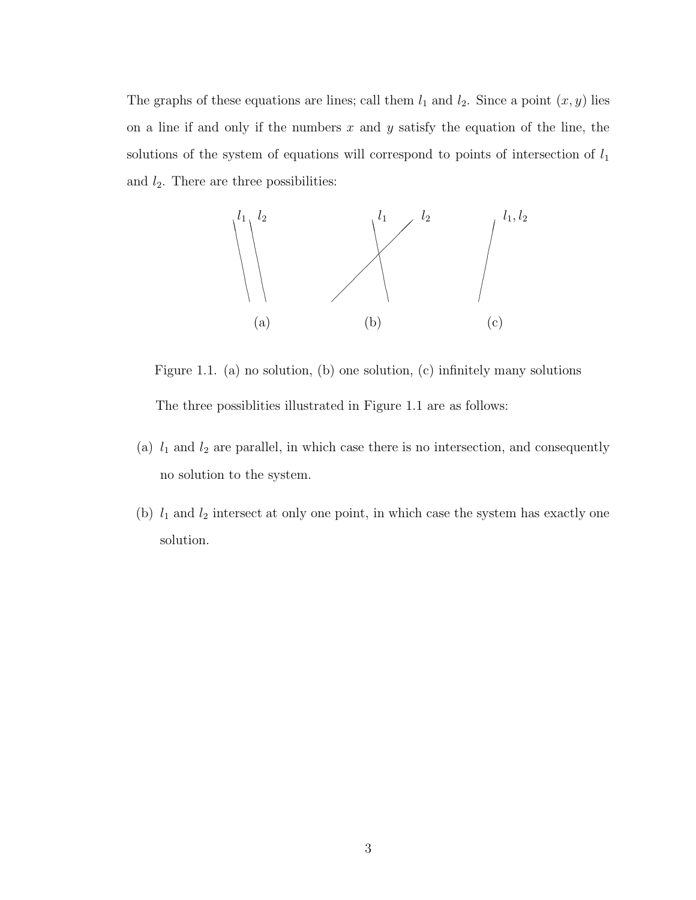The graphs of these equations are lines; call them $l_1$ and $l_2$. Since a point $(x, y)$ lies on a line if and only if the numbers $x$ and $y$ satisfy the equation of the line, the solutions of the system of equations will correspond to points of intersection of $l_1$ and $l_2$. There are three possibilities:

Figure 1.1. (a) no solution, (b) one solution, (c) infinitely many solutions

The three possiblities illustrated in Figure 1.1 are as follows:

(a) $l_1$ and $l_2$ are parallel, in which case there is no intersection, and consequently no solution to the system.

(b) $l_1$ and $l_2$ intersect at only one point, in which case the system has exactly one solution.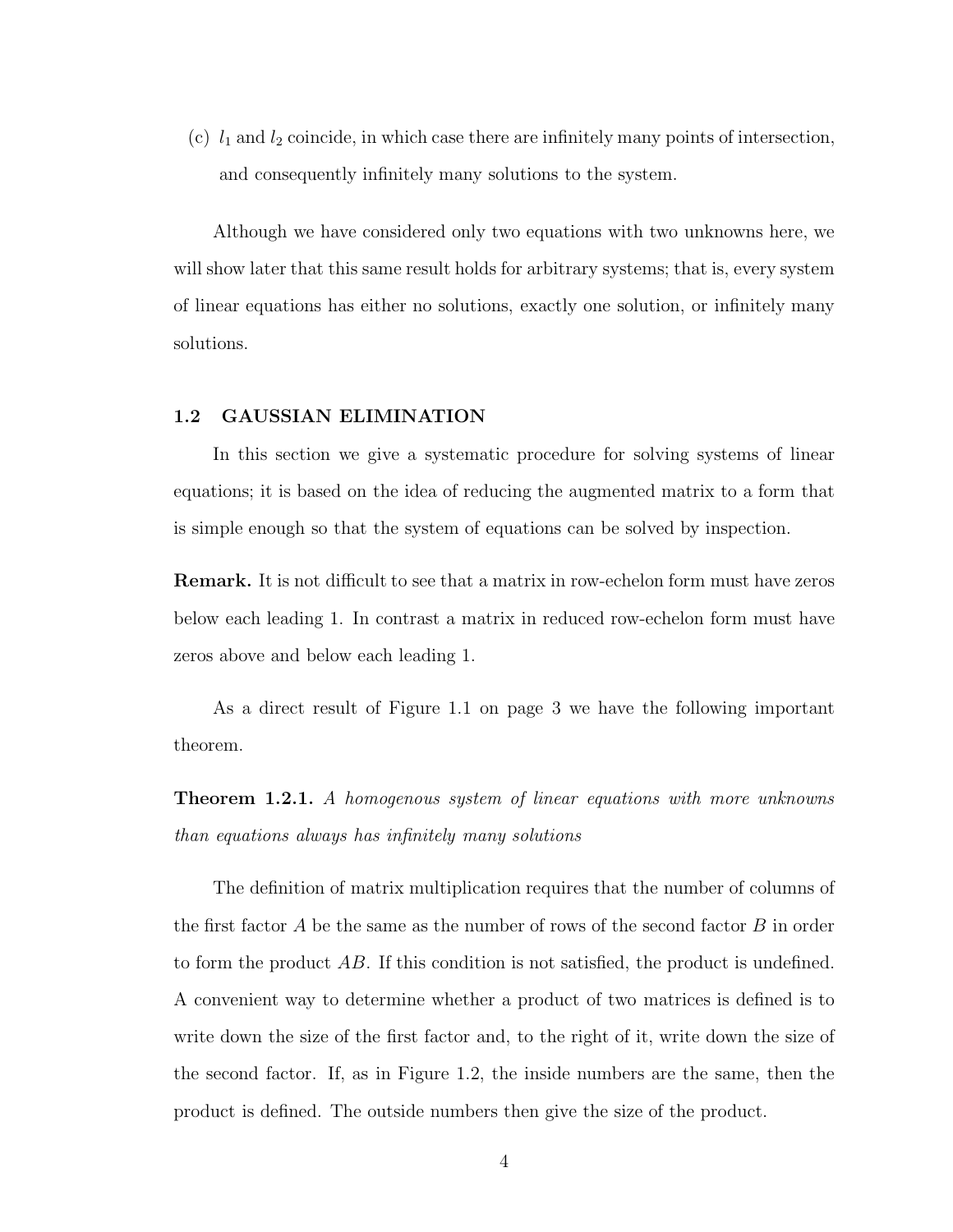(c) $l_1$ and $l_2$ coincide, in which case there are infinitely many points of intersection, and consequently infinitely many solutions to the system.

Although we have considered only two equations with two unknowns here, we will show later that this same result holds for arbitrary systems; that is, every system of linear equations has either no solutions, exactly one solution, or infinitely many solutions.

## 1.2 GAUSSIAN ELIMINATION

In this section we give a systematic procedure for solving systems of linear equations; it is based on the idea of reducing the augmented matrix to a form that is simple enough so that the system of equations can be solved by inspection.

**Remark.** It is not difficult to see that a matrix in row-echelon form must have zeros below each leading 1. In contrast a matrix in reduced row-echelon form must have zeros above and below each leading 1.

As a direct result of Figure 1.1 on page 3 we have the following important theorem.

**Theorem 1.2.1.** *A homogenous system of linear equations with more unknowns than equations always has infinitely many solutions*

The definition of matrix multiplication requires that the number of columns of the first factor $A$ be the same as the number of rows of the second factor $B$ in order to form the product $AB$. If this condition is not satisfied, the product is undefined. A convenient way to determine whether a product of two matrices is defined is to write down the size of the first factor and, to the right of it, write down the size of the second factor. If, as in Figure 1.2, the inside numbers are the same, then the product is defined. The outside numbers then give the size of the product.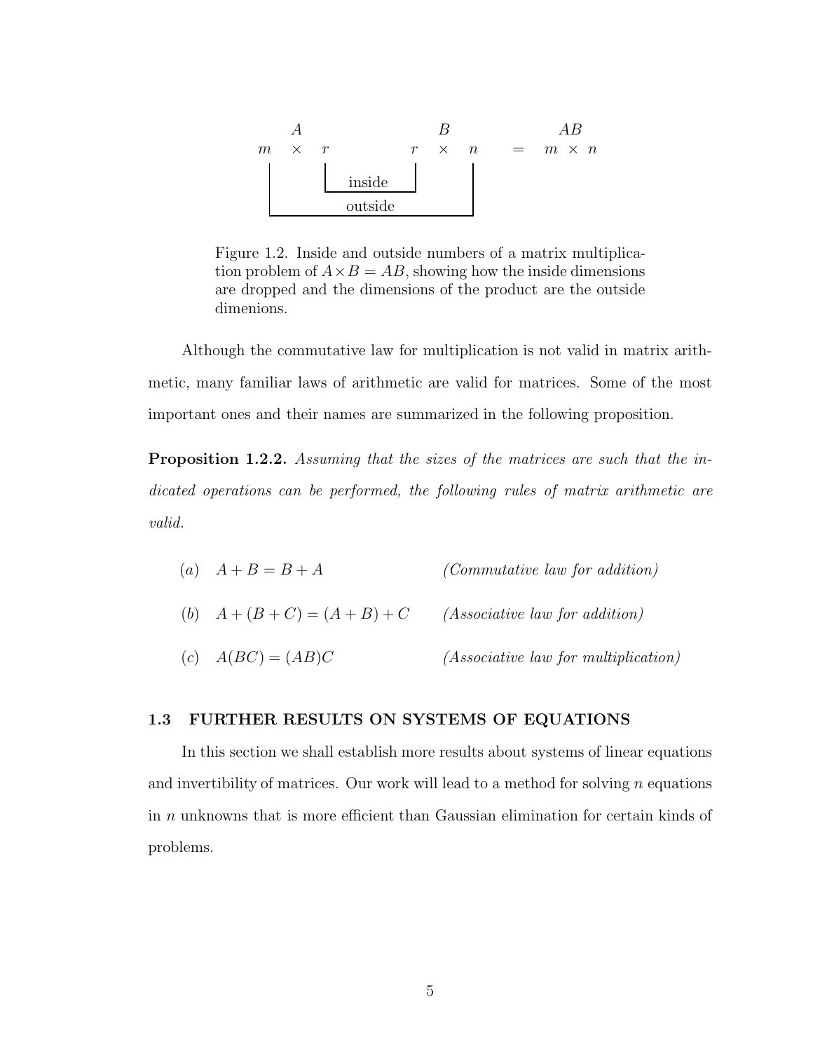$$
\begin{array}{ccccccccccc}
 & A & & & & B & & & & AB & \\
m & \times & r & & r & \times & n & = & m & \times & n
\end{array}
$$

inside

outside

Figure 1.2. Inside and outside numbers of a matrix multiplication problem of $A \times B = AB$, showing how the inside dimensions are dropped and the dimensions of the product are the outside dimenions.

Although the commutative law for multiplication is not valid in matrix arithmetic, many familiar laws of arithmetic are valid for matrices. Some of the most important ones and their names are summarized in the following proposition.

**Proposition 1.2.2.** *Assuming that the sizes of the matrices are such that the indicated operations can be performed, the following rules of matrix arithmetic are valid.*

(*a*) $A + B = B + A$ *(Commutative law for addition)*

(*b*) $A + (B + C) = (A + B) + C$ *(Associative law for addition)*

(*c*) $A(BC) = (AB)C$ *(Associative law for multiplication)*

## 1.3 FURTHER RESULTS ON SYSTEMS OF EQUATIONS

In this section we shall establish more results about systems of linear equations and invertibility of matrices. Our work will lead to a method for solving $n$ equations in $n$ unknowns that is more efficient than Gaussian elimination for certain kinds of problems.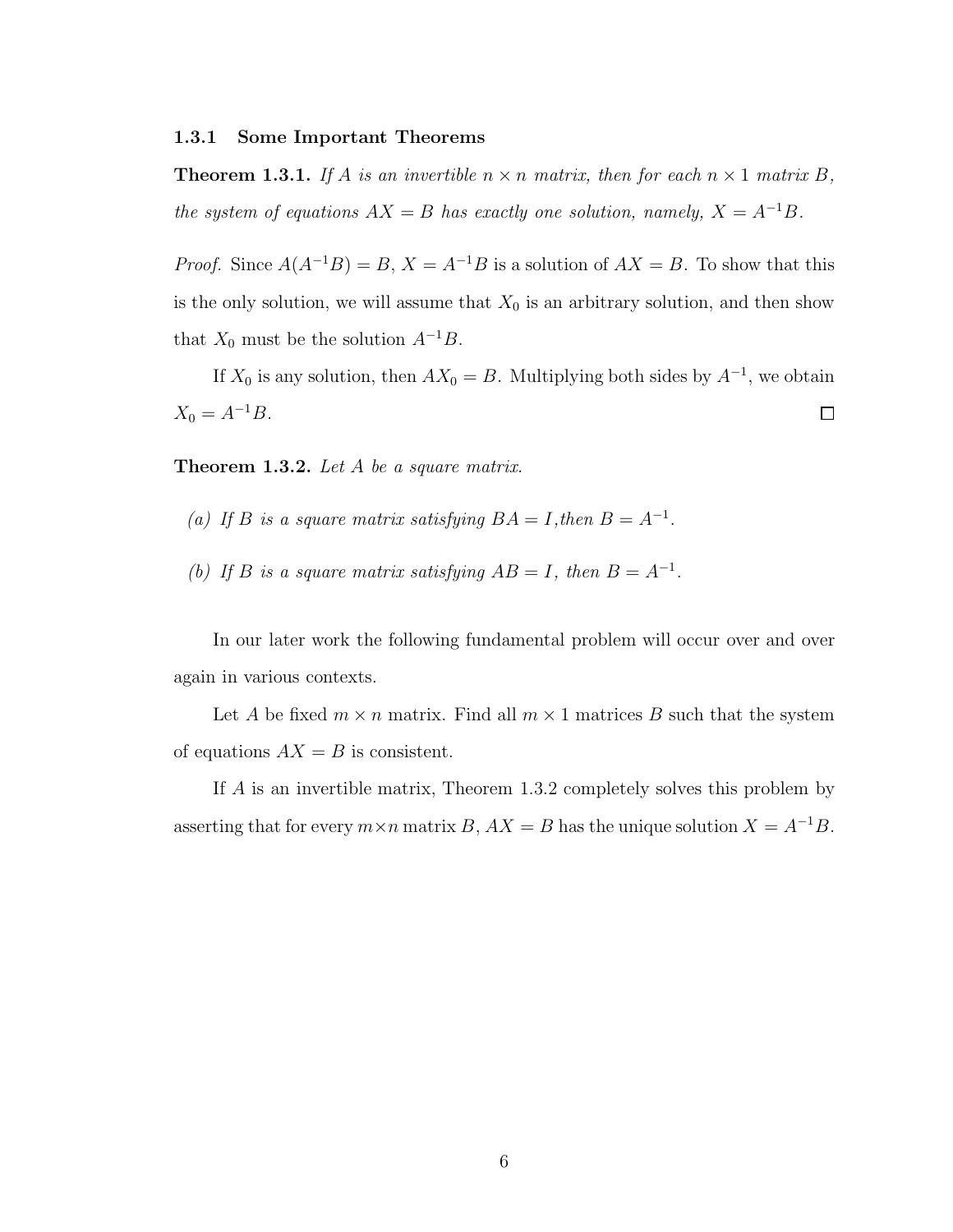### 1.3.1 Some Important Theorems

**Theorem 1.3.1.** *If $A$ is an invertible $n \times n$ matrix, then for each $n \times 1$ matrix $B$, the system of equations $AX = B$ has exactly one solution, namely, $X = A^{-1}B$.*

*Proof.* Since $A(A^{-1}B) = B$, $X = A^{-1}B$ is a solution of $AX = B$. To show that this is the only solution, we will assume that $X_0$ is an arbitrary solution, and then show that $X_0$ must be the solution $A^{-1}B$.

If $X_0$ is any solution, then $AX_0 = B$. Multiplying both sides by $A^{-1}$, we obtain $X_0 = A^{-1}B$. □

**Theorem 1.3.2.** *Let $A$ be a square matrix.*

*(a) If $B$ is a square matrix satisfying $BA = I$,then $B = A^{-1}$.*

*(b) If $B$ is a square matrix satisfying $AB = I$, then $B = A^{-1}$.*

In our later work the following fundamental problem will occur over and over again in various contexts.

Let $A$ be fixed $m \times n$ matrix. Find all $m \times 1$ matrices $B$ such that the system of equations $AX = B$ is consistent.

If $A$ is an invertible matrix, Theorem 1.3.2 completely solves this problem by asserting that for every $m \times n$ matrix $B$, $AX = B$ has the unique solution $X = A^{-1}B$.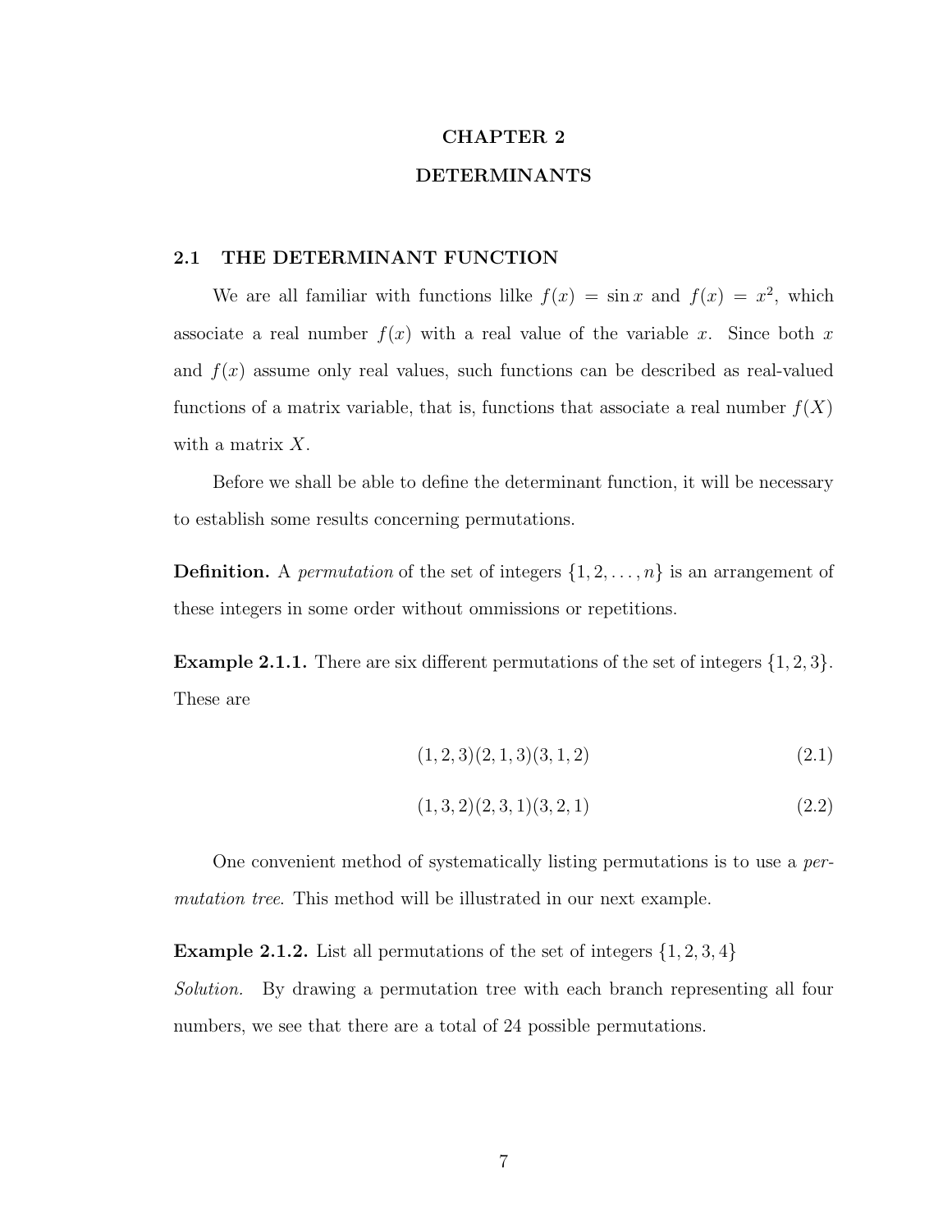# CHAPTER 2

# DETERMINANTS

## 2.1 THE DETERMINANT FUNCTION

We are all familiar with functions lilke $f(x) = \sin x$ and $f(x) = x^2$, which associate a real number $f(x)$ with a real value of the variable $x$. Since both $x$ and $f(x)$ assume only real values, such functions can be described as real-valued functions of a matrix variable, that is, functions that associate a real number $f(X)$ with a matrix $X$.

Before we shall be able to define the determinant function, it will be necessary to establish some results concerning permutations.

**Definition.** A *permutation* of the set of integers $\{1, 2, \ldots, n\}$ is an arrangement of these integers in some order without ommissions or repetitions.

**Example 2.1.1.** There are six different permutations of the set of integers $\{1, 2, 3\}$. These are

$$(1, 2, 3)(2, 1, 3)(3, 1, 2) \tag{2.1}$$

$$(1, 3, 2)(2, 3, 1)(3, 2, 1) \tag{2.2}$$

One convenient method of systematically listing permutations is to use a *permutation tree*. This method will be illustrated in our next example.

**Example 2.1.2.** List all permutations of the set of integers $\{1, 2, 3, 4\}$

*Solution.* By drawing a permutation tree with each branch representing all four numbers, we see that there are a total of 24 possible permutations.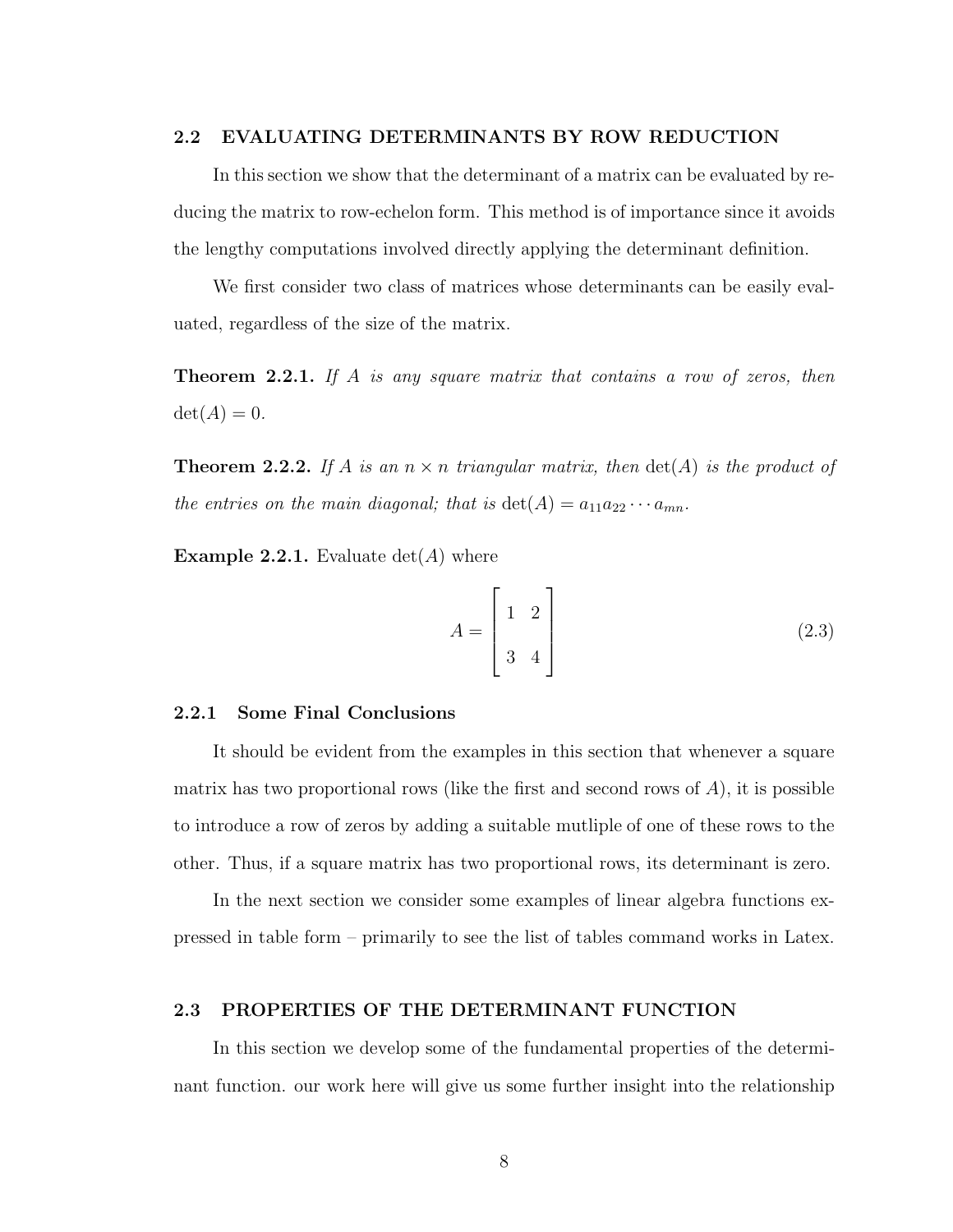## 2.2 EVALUATING DETERMINANTS BY ROW REDUCTION

In this section we show that the determinant of a matrix can be evaluated by reducing the matrix to row-echelon form. This method is of importance since it avoids the lengthy computations involved directly applying the determinant definition.

We first consider two class of matrices whose determinants can be easily evaluated, regardless of the size of the matrix.

**Theorem 2.2.1.** *If $A$ is any square matrix that contains a row of zeros, then* $\det(A) = 0$.

**Theorem 2.2.2.** *If $A$ is an $n \times n$ triangular matrix, then* $\det(A)$ *is the product of the entries on the main diagonal; that is* $\det(A) = a_{11}a_{22} \cdots a_{mn}$.

**Example 2.2.1.** Evaluate $\det(A)$ where

$$A = \begin{bmatrix} 1 & 2 \\ 3 & 4 \end{bmatrix} \tag{2.3}$$

### 2.2.1 Some Final Conclusions

It should be evident from the examples in this section that whenever a square matrix has two proportional rows (like the first and second rows of $A$), it is possible to introduce a row of zeros by adding a suitable mutliple of one of these rows to the other. Thus, if a square matrix has two proportional rows, its determinant is zero.

In the next section we consider some examples of linear algebra functions expressed in table form – primarily to see the list of tables command works in Latex.

## 2.3 PROPERTIES OF THE DETERMINANT FUNCTION

In this section we develop some of the fundamental properties of the determinant function. our work here will give us some further insight into the relationship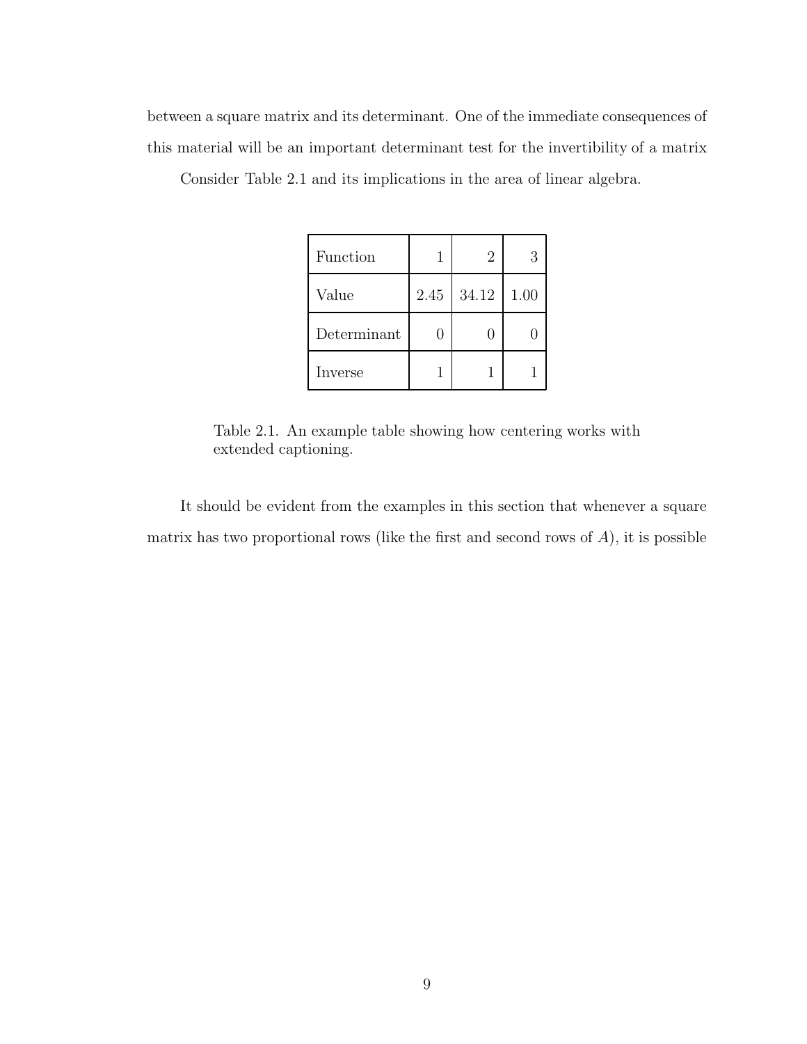between a square matrix and its determinant. One of the immediate consequences of this material will be an important determinant test for the invertibility of a matrix

Consider Table 2.1 and its implications in the area of linear algebra.

| Function | 1 | 2 | 3 |
|---|---|---|---|
| Value | 2.45 | 34.12 | 1.00 |
| Determinant | 0 | 0 | 0 |
| Inverse | 1 | 1 | 1 |

Table 2.1. An example table showing how centering works with extended captioning.

It should be evident from the examples in this section that whenever a square matrix has two proportional rows (like the first and second rows of $A$), it is possible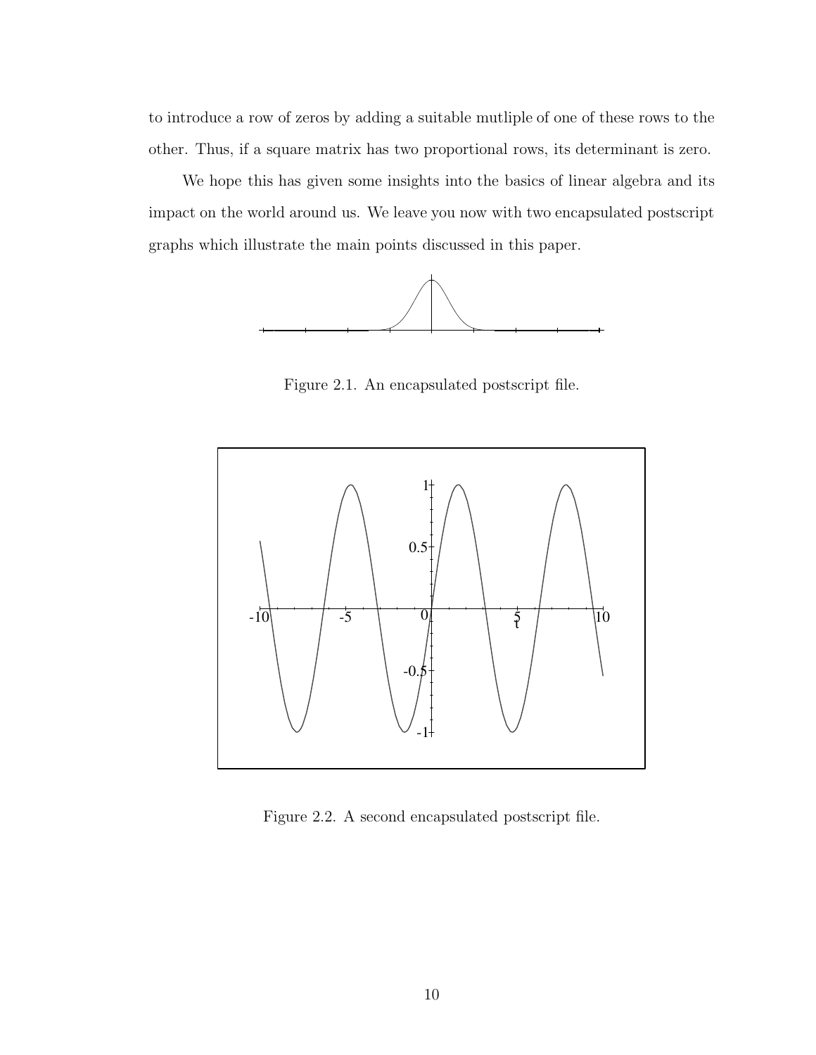to introduce a row of zeros by adding a suitable mutliple of one of these rows to the other. Thus, if a square matrix has two proportional rows, its determinant is zero.

We hope this has given some insights into the basics of linear algebra and its impact on the world around us. We leave you now with two encapsulated postscript graphs which illustrate the main points discussed in this paper.

Figure 2.1. An encapsulated postscript file.

Figure 2.2. A second encapsulated postscript file.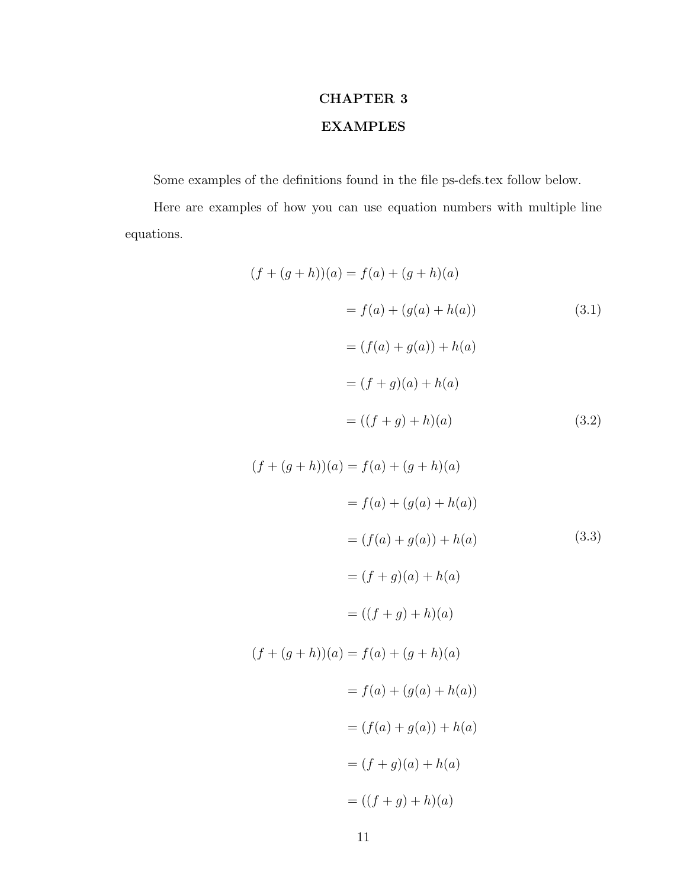# CHAPTER 3

# EXAMPLES

Some examples of the definitions found in the file ps-defs.tex follow below.

Here are examples of how you can use equation numbers with multiple line equations.

$$
\begin{aligned}
(f+(g+h))(a) &= f(a)+(g+h)(a) \\
&= f(a)+(g(a)+h(a)) \qquad (3.1) \\
&= (f(a)+g(a))+h(a) \\
&= (f+g)(a)+h(a) \\
&= ((f+g)+h)(a) \qquad (3.2)
\end{aligned}
$$

$$
\begin{aligned}
(f+(g+h))(a) &= f(a)+(g+h)(a) \\
&= f(a)+(g(a)+h(a)) \\
&= (f(a)+g(a))+h(a) \\
&= (f+g)(a)+h(a) \\
&= ((f+g)+h)(a)
\end{aligned}
\qquad (3.3)
$$

$$
\begin{aligned}
(f+(g+h))(a) &= f(a)+(g+h)(a) \\
&= f(a)+(g(a)+h(a)) \\
&= (f(a)+g(a))+h(a) \\
&= (f+g)(a)+h(a) \\
&= ((f+g)+h)(a)
\end{aligned}
$$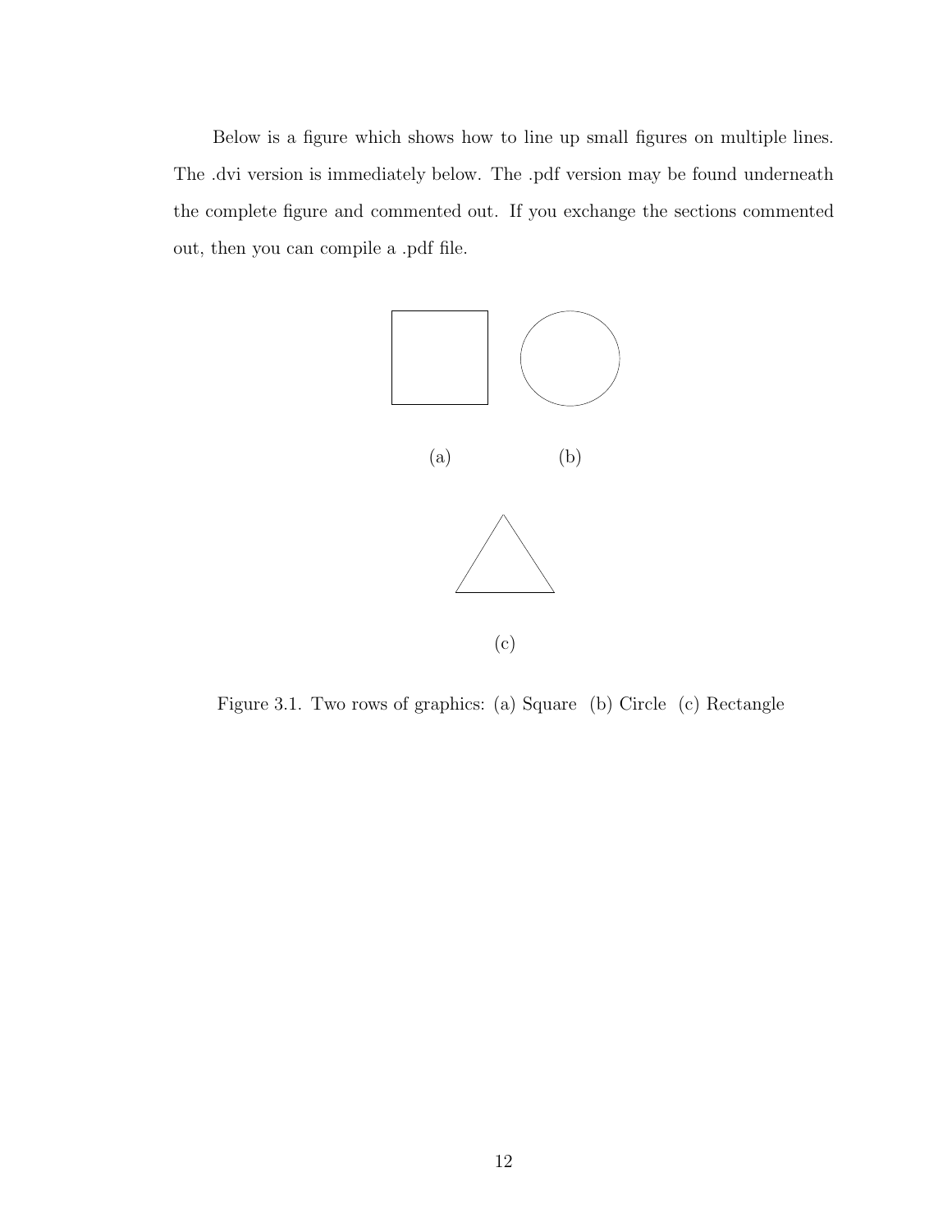Below is a figure which shows how to line up small figures on multiple lines. The .dvi version is immediately below. The .pdf version may be found underneath the complete figure and commented out. If you exchange the sections commented out, then you can compile a .pdf file.

(a) (b)

(c)

Figure 3.1. Two rows of graphics: (a) Square (b) Circle (c) Rectangle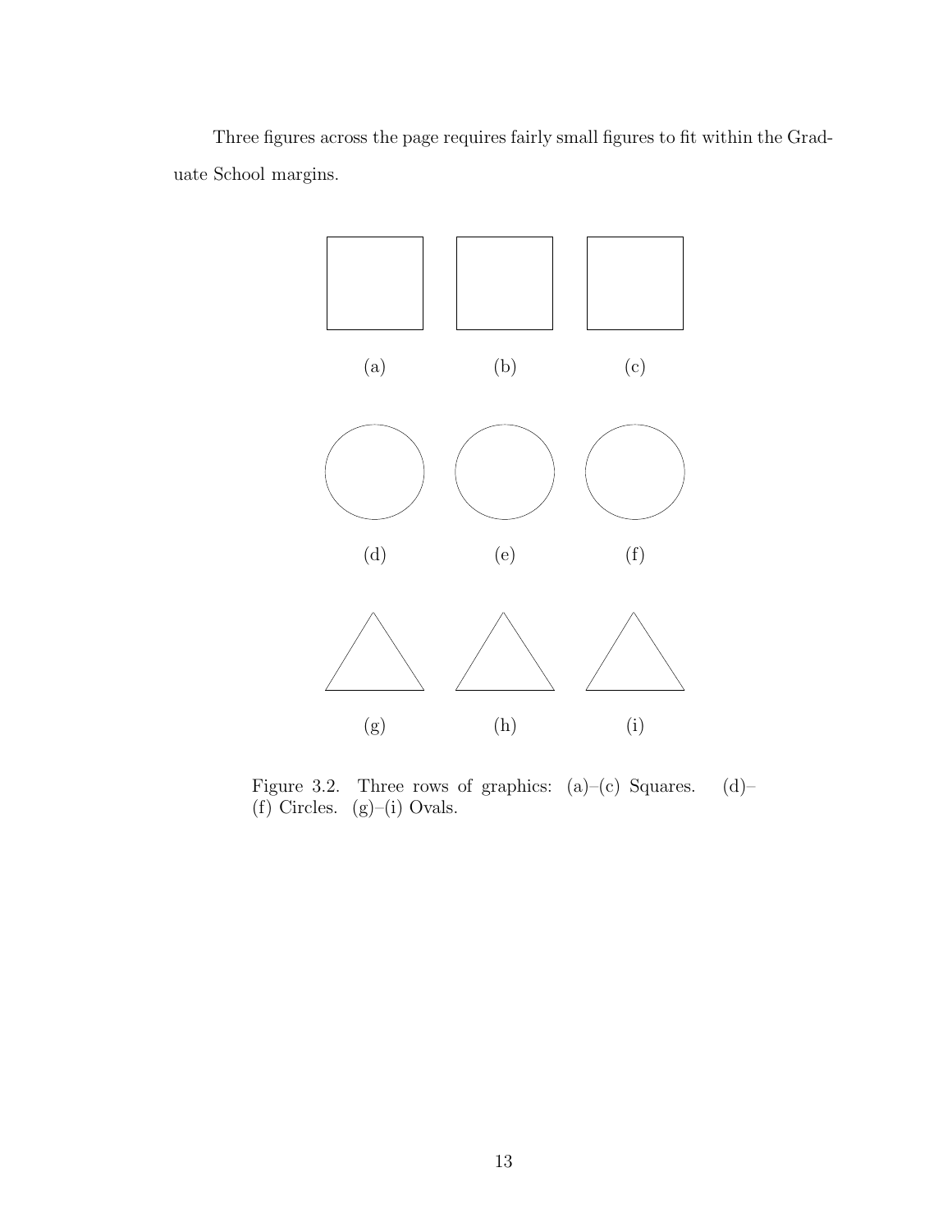Three figures across the page requires fairly small figures to fit within the Graduate School margins.

(a) (b) (c)

(d) (e) (f)

(g) (h) (i)

Figure 3.2. Three rows of graphics: (a)–(c) Squares. (d)–(f) Circles. (g)–(i) Ovals.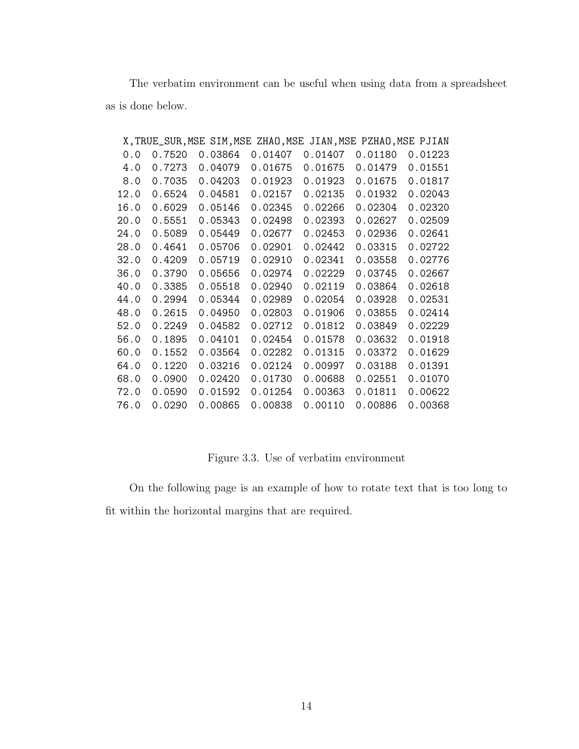The verbatim environment can be useful when using data from a spreadsheet as is done below.

```
 X,TRUE_SUR,MSE SIM,MSE ZHAO,MSE JIAN,MSE PZHAO,MSE PJIAN
 0.0  0.7520  0.03864  0.01407  0.01407  0.01180  0.01223
 4.0  0.7273  0.04079  0.01675  0.01675  0.01479  0.01551
 8.0  0.7035  0.04203  0.01923  0.01923  0.01675  0.01817
12.0  0.6524  0.04581  0.02157  0.02135  0.01932  0.02043
16.0  0.6029  0.05146  0.02345  0.02266  0.02304  0.02320
20.0  0.5551  0.05343  0.02498  0.02393  0.02627  0.02509
24.0  0.5089  0.05449  0.02677  0.02453  0.02936  0.02641
28.0  0.4641  0.05706  0.02901  0.02442  0.03315  0.02722
32.0  0.4209  0.05719  0.02910  0.02341  0.03558  0.02776
36.0  0.3790  0.05656  0.02974  0.02229  0.03745  0.02667
40.0  0.3385  0.05518  0.02940  0.02119  0.03864  0.02618
44.0  0.2994  0.05344  0.02989  0.02054  0.03928  0.02531
48.0  0.2615  0.04950  0.02803  0.01906  0.03855  0.02414
52.0  0.2249  0.04582  0.02712  0.01812  0.03849  0.02229
56.0  0.1895  0.04101  0.02454  0.01578  0.03632  0.01918
60.0  0.1552  0.03564  0.02282  0.01315  0.03372  0.01629
64.0  0.1220  0.03216  0.02124  0.00997  0.03188  0.01391
68.0  0.0900  0.02420  0.01730  0.00688  0.02551  0.01070
72.0  0.0590  0.01592  0.01254  0.00363  0.01811  0.00622
76.0  0.0290  0.00865  0.00838  0.00110  0.00886  0.00368
```

Figure 3.3. Use of verbatim environment

On the following page is an example of how to rotate text that is too long to fit within the horizontal margins that are required.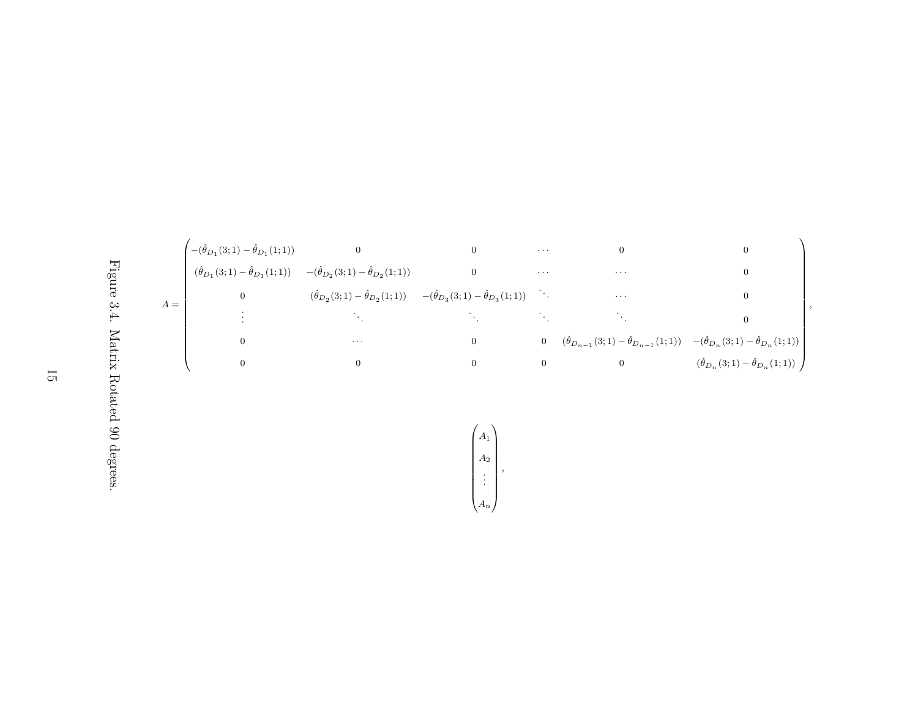$$
A = \begin{pmatrix}
-(\hat{\theta}_{D_1}(3;1) - \hat{\theta}_{D_1}(1;1)) & 0 & 0 & \cdots & 0 & 0 \\
(\hat{\theta}_{D_1}(3;1) - \hat{\theta}_{D_1}(1;1)) & -(\hat{\theta}_{D_2}(3;1) - \hat{\theta}_{D_2}(1;1)) & 0 & \cdots & \cdots & 0 \\
0 & (\hat{\theta}_{D_2}(3;1) - \hat{\theta}_{D_2}(1;1)) & -(\hat{\theta}_{D_3}(3;1) - \hat{\theta}_{D_3}(1;1)) & \ddots & \cdots & 0 \\
\vdots & \ddots & \ddots & \ddots & \ddots & 0 \\
0 & \cdots & 0 & 0 & (\hat{\theta}_{D_{n-1}}(3;1) - \hat{\theta}_{D_{n-1}}(1;1)) & -(\hat{\theta}_{D_n}(3;1) - \hat{\theta}_{D_n}(1;1)) \\
0 & 0 & 0 & 0 & 0 & (\hat{\theta}_{D_n}(3;1) - \hat{\theta}_{D_n}(1;1))
\end{pmatrix},
$$

$$
\begin{pmatrix}
A_1 \\
A_2 \\
\vdots \\
A_n
\end{pmatrix},
$$

Figure 3.4. Matrix Rotated 90 degrees.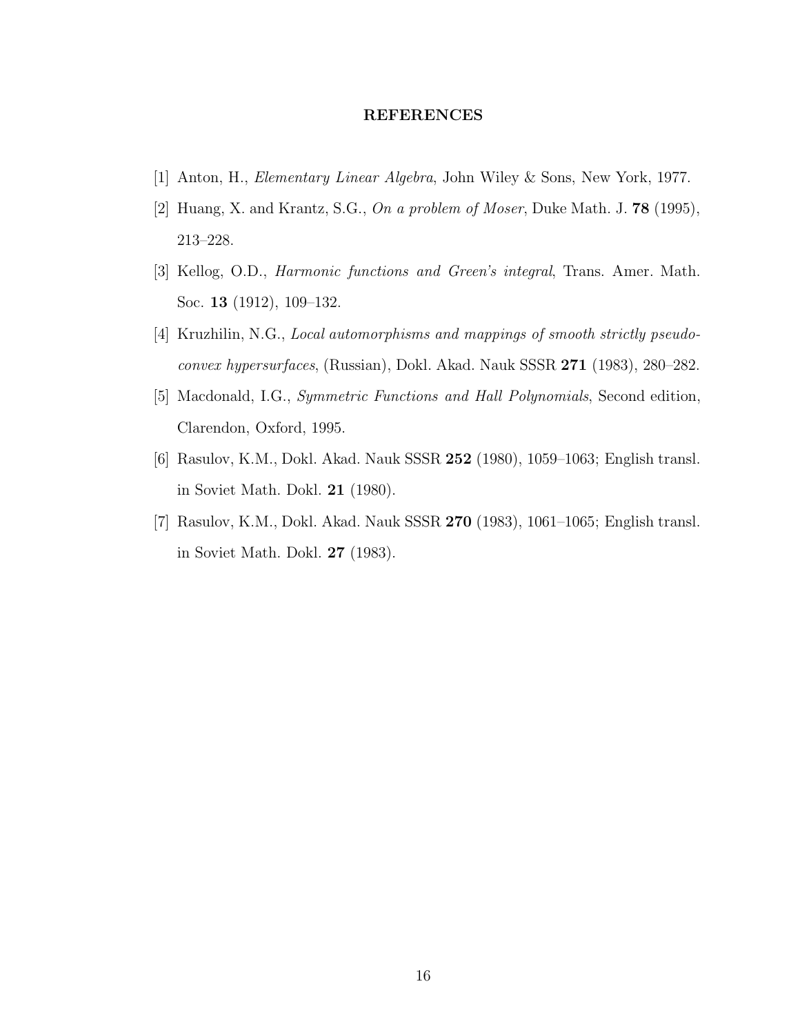## REFERENCES

[1] Anton, H., *Elementary Linear Algebra*, John Wiley & Sons, New York, 1977.

[2] Huang, X. and Krantz, S.G., *On a problem of Moser*, Duke Math. J. **78** (1995), 213–228.

[3] Kellog, O.D., *Harmonic functions and Green's integral*, Trans. Amer. Math. Soc. **13** (1912), 109–132.

[4] Kruzhilin, N.G., *Local automorphisms and mappings of smooth strictly pseudoconvex hypersurfaces*, (Russian), Dokl. Akad. Nauk SSSR **271** (1983), 280–282.

[5] Macdonald, I.G., *Symmetric Functions and Hall Polynomials*, Second edition, Clarendon, Oxford, 1995.

[6] Rasulov, K.M., Dokl. Akad. Nauk SSSR **252** (1980), 1059–1063; English transl. in Soviet Math. Dokl. **21** (1980).

[7] Rasulov, K.M., Dokl. Akad. Nauk SSSR **270** (1983), 1061–1065; English transl. in Soviet Math. Dokl. **27** (1983).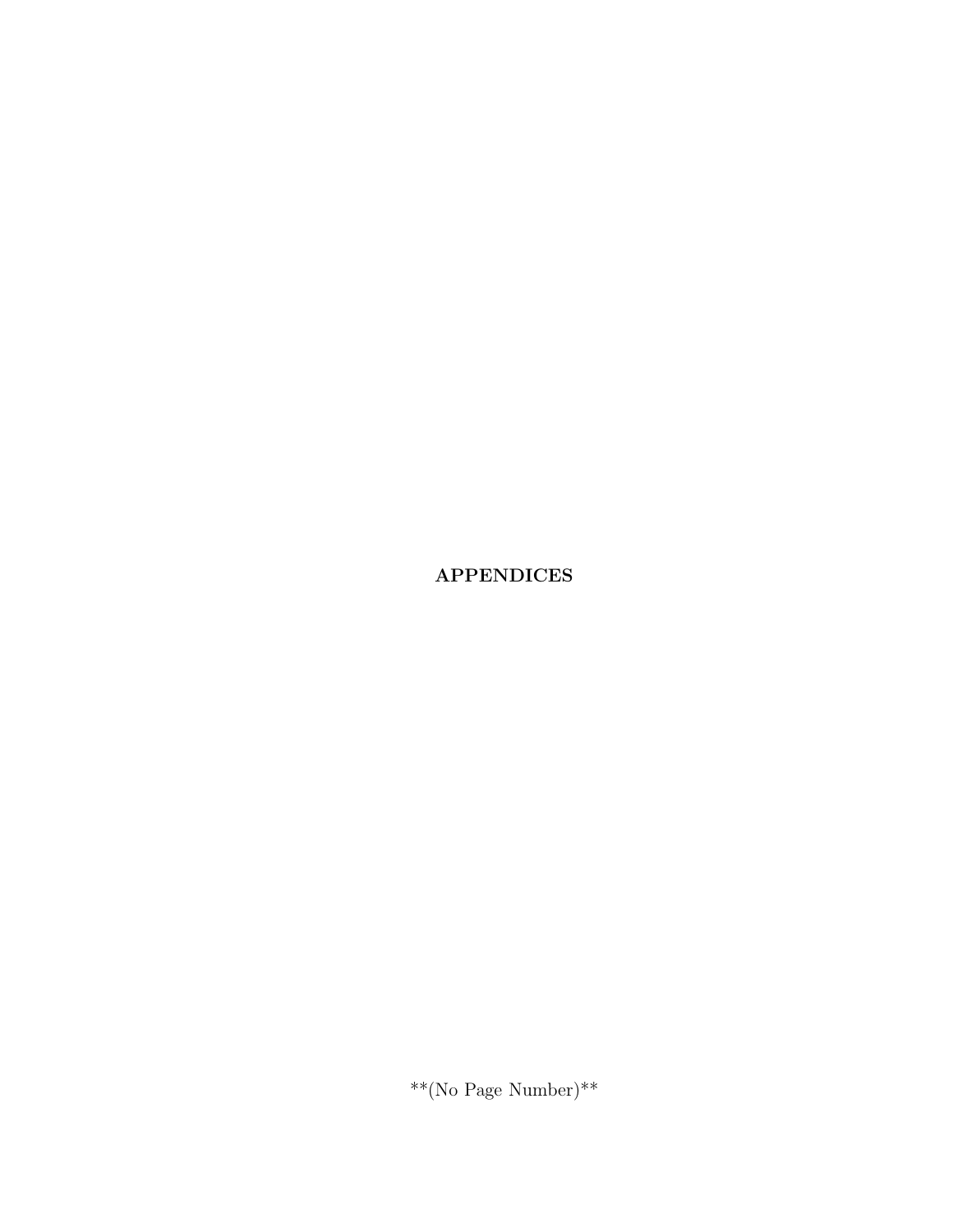# APPENDICES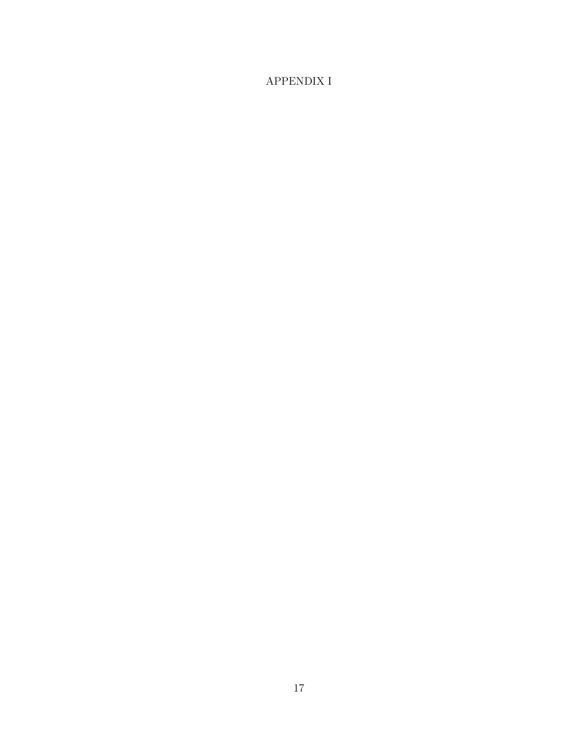# APPENDIX I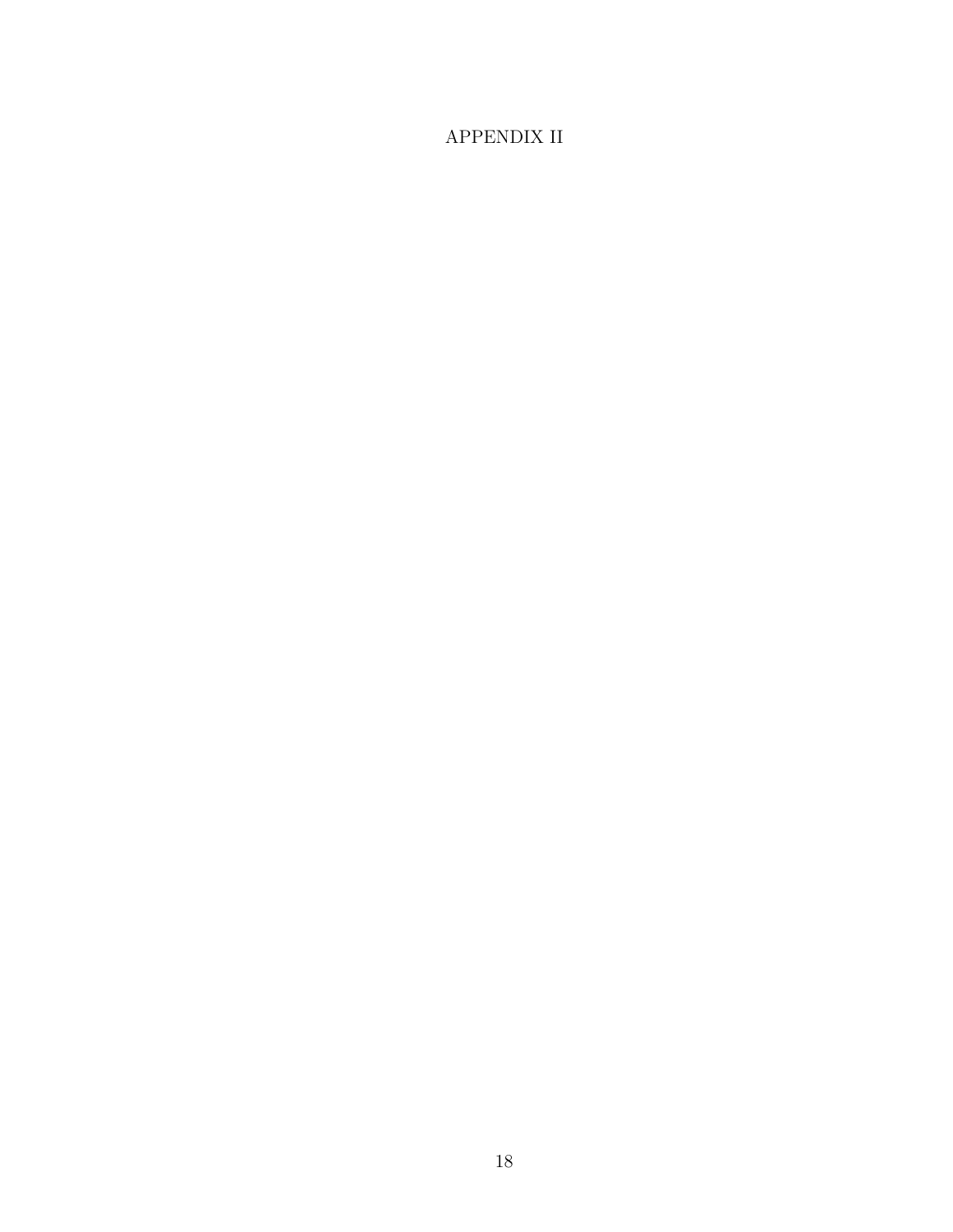# APPENDIX II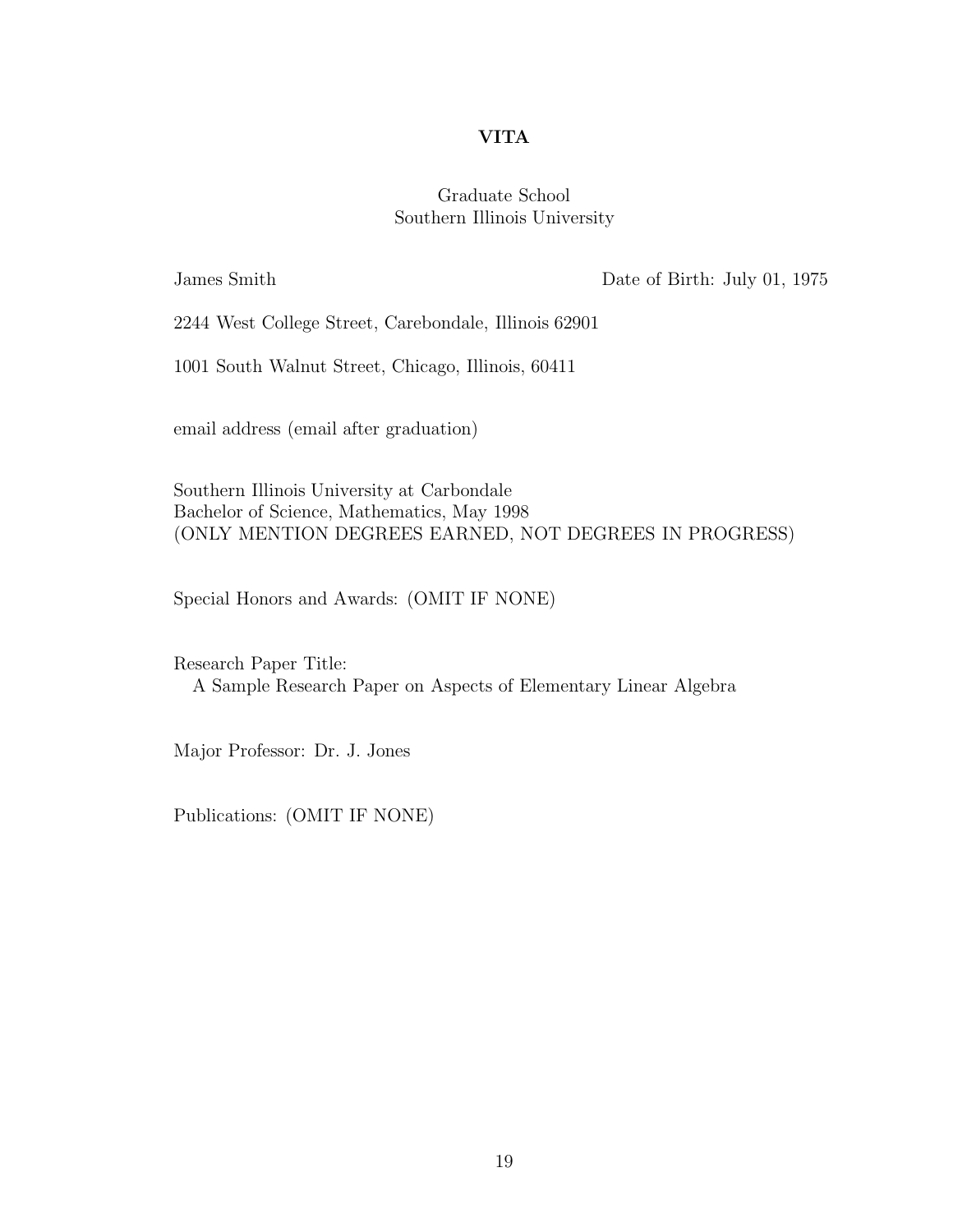# VITA

Graduate School
Southern Illinois University

James Smith Date of Birth: July 01, 1975

2244 West College Street, Carebondale, Illinois 62901

1001 South Walnut Street, Chicago, Illinois, 60411

email address (email after graduation)

Southern Illinois University at Carbondale
Bachelor of Science, Mathematics, May 1998
(ONLY MENTION DEGREES EARNED, NOT DEGREES IN PROGRESS)

Special Honors and Awards: (OMIT IF NONE)

Research Paper Title:
A Sample Research Paper on Aspects of Elementary Linear Algebra

Major Professor: Dr. J. Jones

Publications: (OMIT IF NONE)